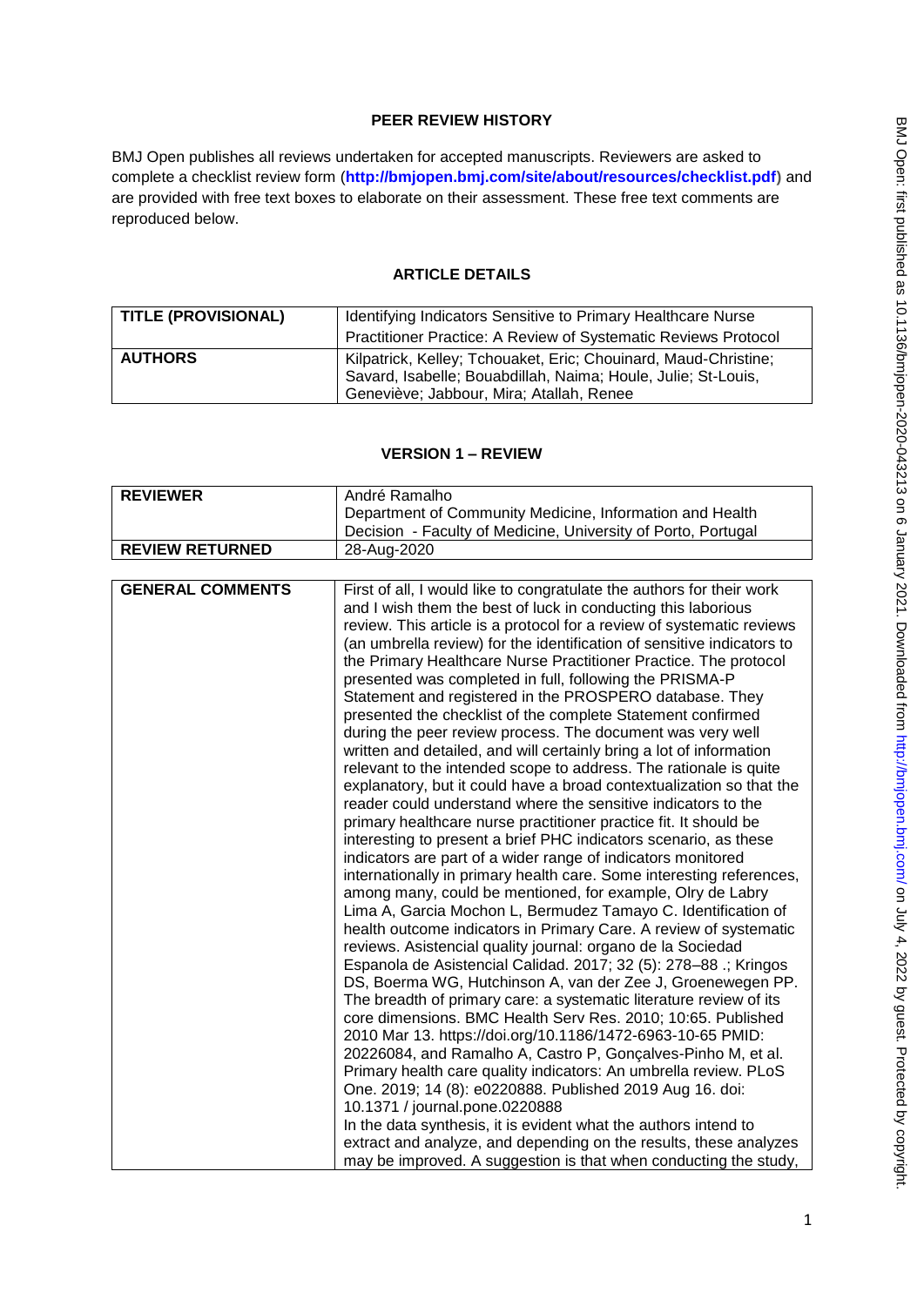## PEER REVIEW HISTORY

BMJ Open publishes all reviews undertaken for accepted manuscripts. Reviewers are asked to complete a checklist review form (**http://bmjopen.bmj.com/site/about/resources/checklist.pdf**) and are provided with free text boxes to elaborate on their assessment. These free text comments are reproduced below.

## ARTICLE DETAILS

| | |
|---|---|
| **TITLE (PROVISIONAL)** | Identifying Indicators Sensitive to Primary Healthcare Nurse Practitioner Practice: A Review of Systematic Reviews Protocol |
| **AUTHORS** | Kilpatrick, Kelley; Tchouaket, Eric; Chouinard, Maud-Christine; Savard, Isabelle; Bouabdillah, Naima; Houle, Julie; St-Louis, Geneviève; Jabbour, Mira; Atallah, Renee |

## VERSION 1 – REVIEW

| | |
|---|---|
| **REVIEWER** | André Ramalho<br>Department of Community Medicine, Information and Health Decision - Faculty of Medicine, University of Porto, Portugal |
| **REVIEW RETURNED** | 28-Aug-2020 |

| | |
|---|---|
| **GENERAL COMMENTS** | First of all, I would like to congratulate the authors for their work and I wish them the best of luck in conducting this laborious review. This article is a protocol for a review of systematic reviews (an umbrella review) for the identification of sensitive indicators to the Primary Healthcare Nurse Practitioner Practice. The protocol presented was completed in full, following the PRISMA-P Statement and registered in the PROSPERO database. They presented the checklist of the complete Statement confirmed during the peer review process. The document was very well written and detailed, and will certainly bring a lot of information relevant to the intended scope to address. The rationale is quite explanatory, but it could have a broad contextualization so that the reader could understand where the sensitive indicators to the primary healthcare nurse practitioner practice fit. It should be interesting to present a brief PHC indicators scenario, as these indicators are part of a wider range of indicators monitored internationally in primary health care. Some interesting references, among many, could be mentioned, for example, Olry de Labry Lima A, Garcia Mochon L, Bermudez Tamayo C. Identification of health outcome indicators in Primary Care. A review of systematic reviews. Asistencial quality journal: organo de la Sociedad Espanola de Asistencial Calidad. 2017; 32 (5): 278–88 .; Kringos DS, Boerma WG, Hutchinson A, van der Zee J, Groenewegen PP. The breadth of primary care: a systematic literature review of its core dimensions. BMC Health Serv Res. 2010; 10:65. Published 2010 Mar 13. https://doi.org/10.1186/1472-6963-10-65 PMID: 20226084, and Ramalho A, Castro P, Gonçalves-Pinho M, et al. Primary health care quality indicators: An umbrella review. PLoS One. 2019; 14 (8): e0220888. Published 2019 Aug 16. doi: 10.1371 / journal.pone.0220888<br>In the data synthesis, it is evident what the authors intend to extract and analyze, and depending on the results, these analyzes may be improved. A suggestion is that when conducting the study, |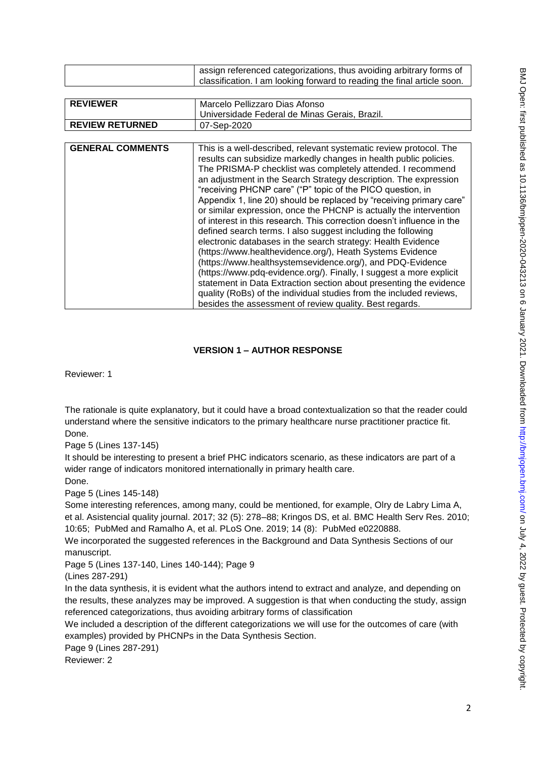| | assign referenced categorizations, thus avoiding arbitrary forms of classification. I am looking forward to reading the final article soon. |
|---|---|

| REVIEWER | Marcelo Pellizzaro Dias Afonso<br>Universidade Federal de Minas Gerais, Brazil. |
|---|---|
| REVIEW RETURNED | 07-Sep-2020 |

| GENERAL COMMENTS | This is a well-described, relevant systematic review protocol. The results can subsidize markedly changes in health public policies. The PRISMA-P checklist was completely attended. I recommend an adjustment in the Search Strategy description. The expression "receiving PHCNP care" ("P" topic of the PICO question, in Appendix 1, line 20) should be replaced by "receiving primary care" or similar expression, once the PHCNP is actually the intervention of interest in this research. This correction doesn't influence in the defined search terms. I also suggest including the following electronic databases in the search strategy: Health Evidence (https://www.healthevidence.org/), Heath Systems Evidence (https://www.healthsystemsevidence.org/), and PDQ-Evidence (https://www.pdq-evidence.org/). Finally, I suggest a more explicit statement in Data Extraction section about presenting the evidence quality (RoBs) of the individual studies from the included reviews, besides the assessment of review quality. Best regards. |
|---|---|

## VERSION 1 – AUTHOR RESPONSE

Reviewer: 1

The rationale is quite explanatory, but it could have a broad contextualization so that the reader could understand where the sensitive indicators to the primary healthcare nurse practitioner practice fit.
Done.
Page 5 (Lines 137-145)
It should be interesting to present a brief PHC indicators scenario, as these indicators are part of a wider range of indicators monitored internationally in primary health care.
Done.
Page 5 (Lines 145-148)
Some interesting references, among many, could be mentioned, for example, Olry de Labry Lima A, et al. Asistencial quality journal. 2017; 32 (5): 278–88; Kringos DS, et al. BMC Health Serv Res. 2010; 10:65; PubMed and Ramalho A, et al. PLoS One. 2019; 14 (8): PubMed e0220888.
We incorporated the suggested references in the Background and Data Synthesis Sections of our manuscript.
Page 5 (Lines 137-140, Lines 140-144); Page 9
(Lines 287-291)
In the data synthesis, it is evident what the authors intend to extract and analyze, and depending on the results, these analyzes may be improved. A suggestion is that when conducting the study, assign referenced categorizations, thus avoiding arbitrary forms of classification
We included a description of the different categorizations we will use for the outcomes of care (with examples) provided by PHCNPs in the Data Synthesis Section.
Page 9 (Lines 287-291)
Reviewer: 2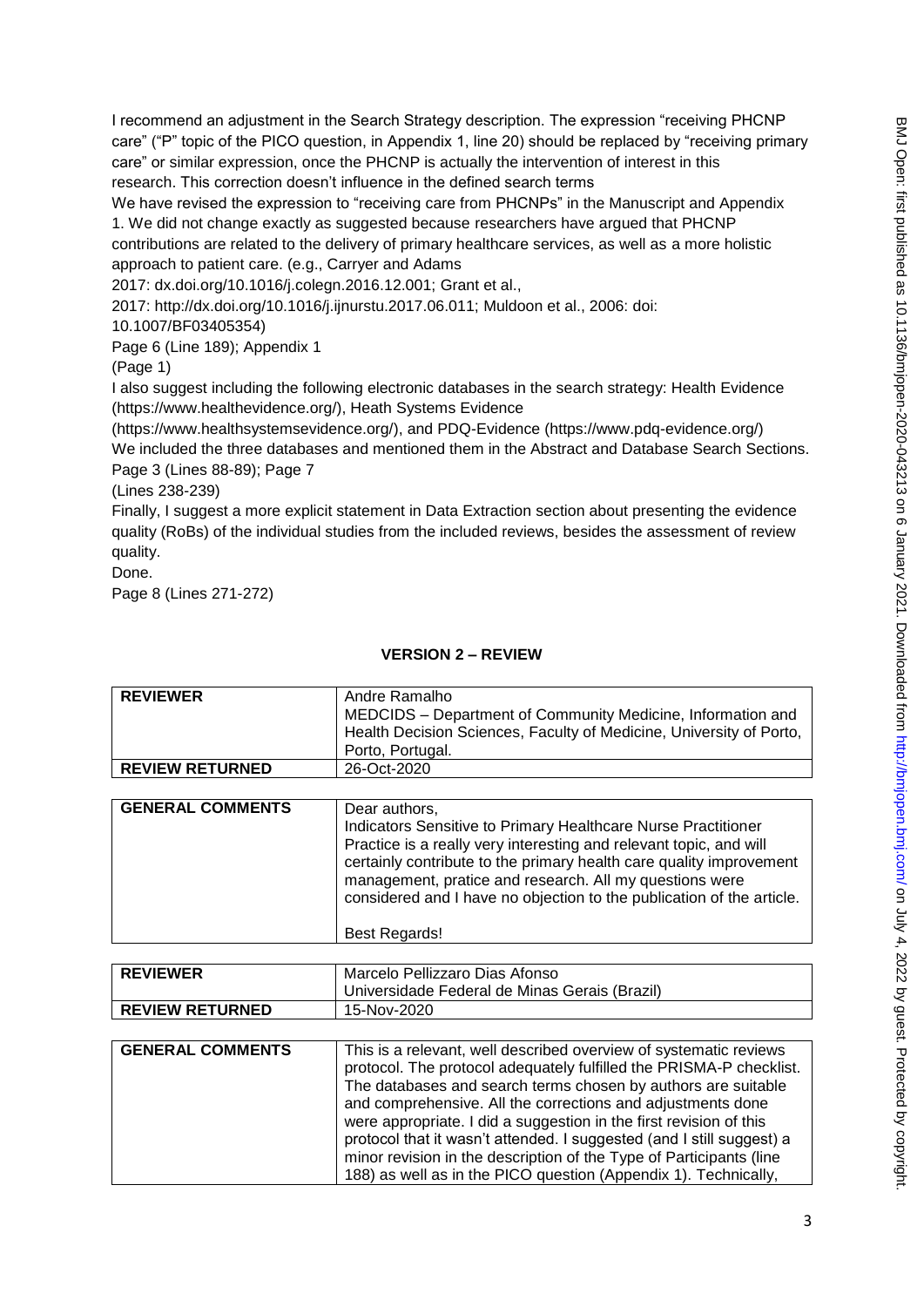I recommend an adjustment in the Search Strategy description. The expression "receiving PHCNP care" ("P" topic of the PICO question, in Appendix 1, line 20) should be replaced by "receiving primary care" or similar expression, once the PHCNP is actually the intervention of interest in this research. This correction doesn't influence in the defined search terms

We have revised the expression to "receiving care from PHCNPs" in the Manuscript and Appendix 1. We did not change exactly as suggested because researchers have argued that PHCNP contributions are related to the delivery of primary healthcare services, as well as a more holistic approach to patient care. (e.g., Carryer and Adams 2017: dx.doi.org/10.1016/j.colegn.2016.12.001; Grant et al., 2017: http://dx.doi.org/10.1016/j.ijnurstu.2017.06.011; Muldoon et al., 2006: doi: 10.1007/BF03405354)

Page 6 (Line 189); Appendix 1 (Page 1)

I also suggest including the following electronic databases in the search strategy: Health Evidence (https://www.healthevidence.org/), Heath Systems Evidence (https://www.healthsystemsevidence.org/), and PDQ-Evidence (https://www.pdq-evidence.org/)

We included the three databases and mentioned them in the Abstract and Database Search Sections.

Page 3 (Lines 88-89); Page 7 (Lines 238-239)

Finally, I suggest a more explicit statement in Data Extraction section about presenting the evidence quality (RoBs) of the individual studies from the included reviews, besides the assessment of review quality.

Done.

Page 8 (Lines 271-272)

## VERSION 2 – REVIEW

| | |
|---|---|
| **REVIEWER** | Andre Ramalho<br>MEDCIDS – Department of Community Medicine, Information and Health Decision Sciences, Faculty of Medicine, University of Porto, Porto, Portugal. |
| **REVIEW RETURNED** | 26-Oct-2020 |

| | |
|---|---|
| **GENERAL COMMENTS** | Dear authors,<br>Indicators Sensitive to Primary Healthcare Nurse Practitioner Practice is a really very interesting and relevant topic, and will certainly contribute to the primary health care quality improvement management, pratice and research. All my questions were considered and I have no objection to the publication of the article.<br><br>Best Regards! |

| | |
|---|---|
| **REVIEWER** | Marcelo Pellizzaro Dias Afonso<br>Universidade Federal de Minas Gerais (Brazil) |
| **REVIEW RETURNED** | 15-Nov-2020 |

| | |
|---|---|
| **GENERAL COMMENTS** | This is a relevant, well described overview of systematic reviews protocol. The protocol adequately fulfilled the PRISMA-P checklist. The databases and search terms chosen by authors are suitable and comprehensive. All the corrections and adjustments done were appropriate. I did a suggestion in the first revision of this protocol that it wasn't attended. I suggested (and I still suggest) a minor revision in the description of the Type of Participants (line 188) as well as in the PICO question (Appendix 1). Technically, |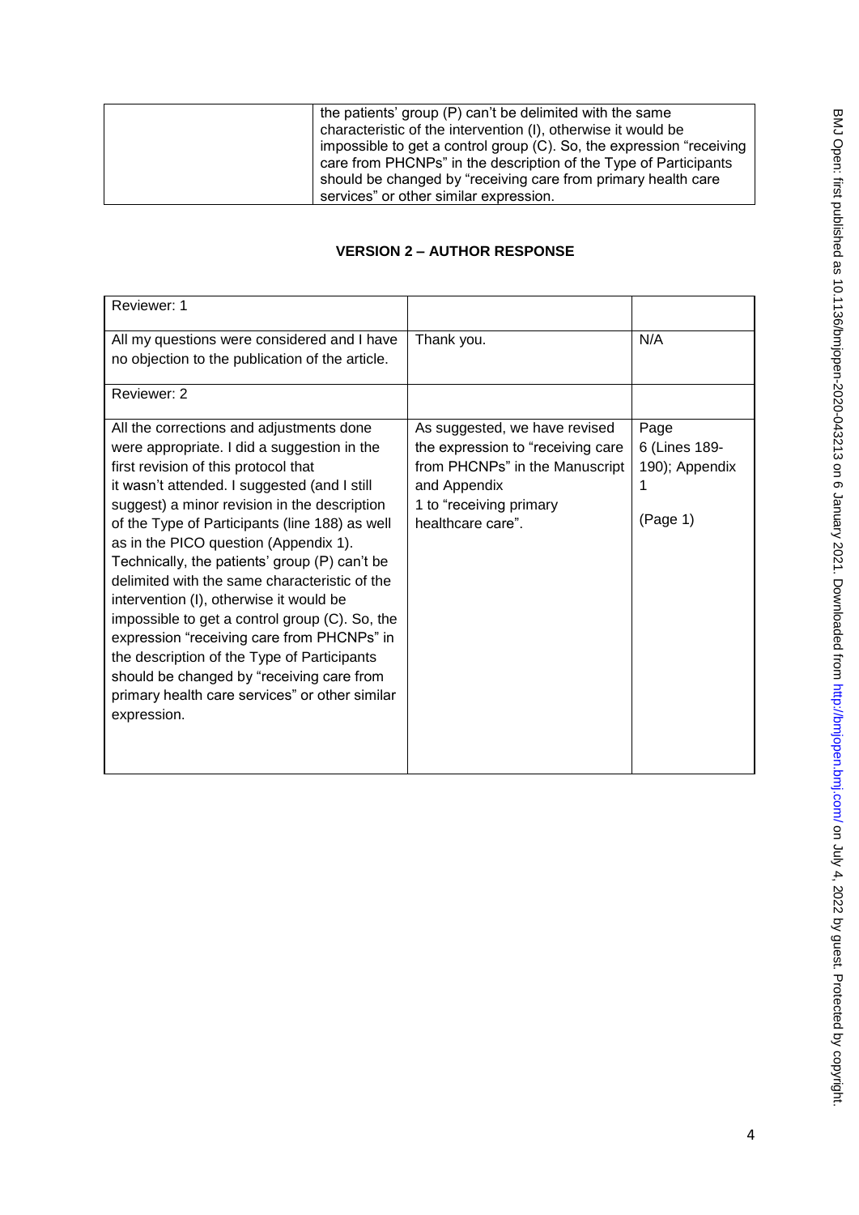| | |
|---|---|
| | the patients' group (P) can't be delimited with the same characteristic of the intervention (I), otherwise it would be impossible to get a control group (C). So, the expression "receiving care from PHCNPs" in the description of the Type of Participants should be changed by "receiving care from primary health care services" or other similar expression. |

**VERSION 2 – AUTHOR RESPONSE**

| | | |
|---|---|---|
| Reviewer: 1 | | |
| All my questions were considered and I have no objection to the publication of the article. | Thank you. | N/A |
| Reviewer: 2 | | |
| All the corrections and adjustments done were appropriate. I did a suggestion in the first revision of this protocol that it wasn't attended. I suggested (and I still suggest) a minor revision in the description of the Type of Participants (line 188) as well as in the PICO question (Appendix 1). Technically, the patients' group (P) can't be delimited with the same characteristic of the intervention (I), otherwise it would be impossible to get a control group (C). So, the expression "receiving care from PHCNPs" in the description of the Type of Participants should be changed by "receiving care from primary health care services" or other similar expression. | As suggested, we have revised the expression to "receiving care from PHCNPs" in the Manuscript and Appendix 1 to "receiving primary healthcare care". | Page 6 (Lines 189-190); Appendix 1 (Page 1) |